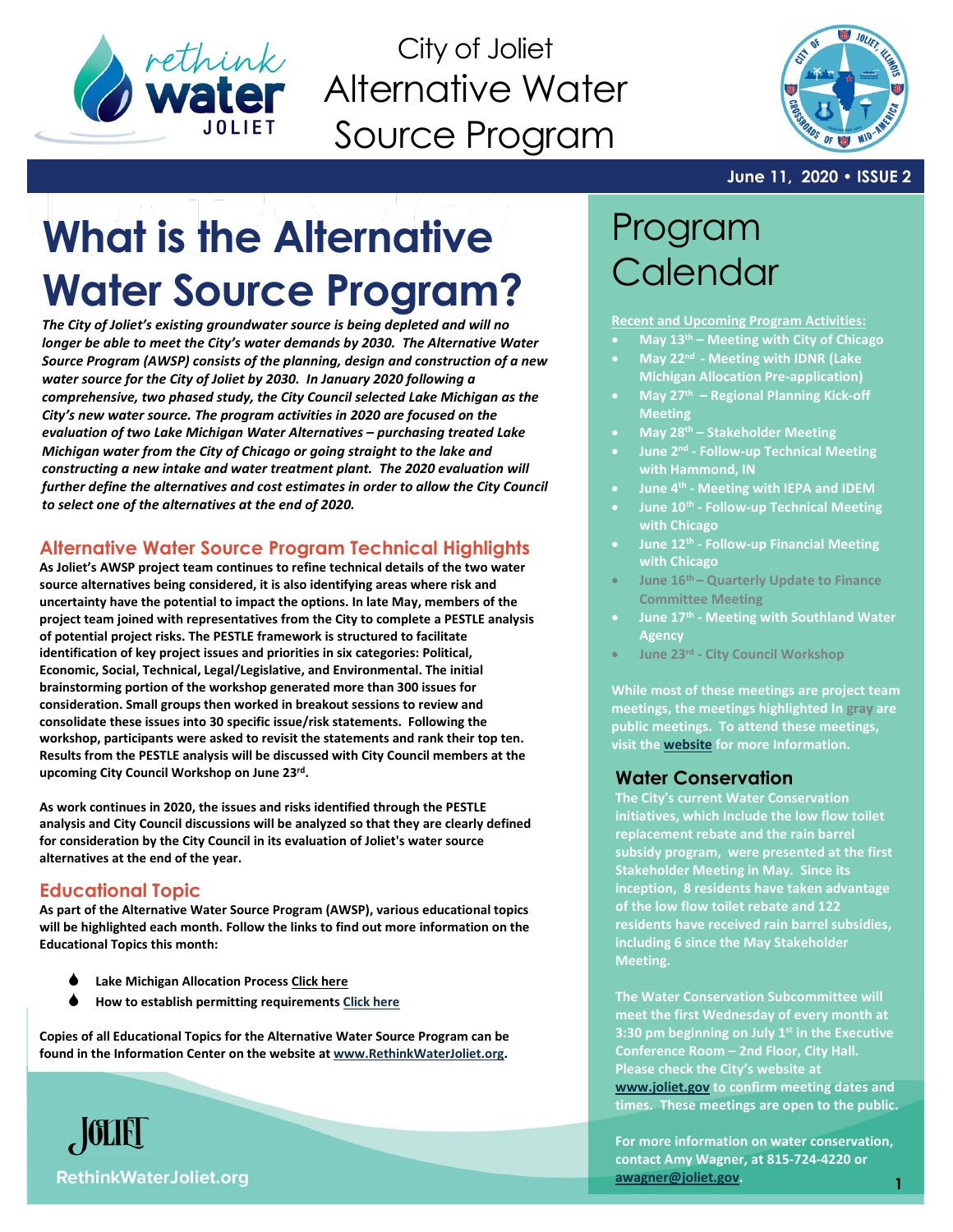# City of Joliet Alternative Water Source Program

**June 11, 2020 • ISSUE 2**

# What is the Alternative Water Source Program?

***The City of Joliet's existing groundwater source is being depleted and will no longer be able to meet the City's water demands by 2030. The Alternative Water Source Program (AWSP) consists of the planning, design and construction of a new water source for the City of Joliet by 2030. In January 2020 following a comprehensive, two phased study, the City Council selected Lake Michigan as the City's new water source. The program activities in 2020 are focused on the evaluation of two Lake Michigan Water Alternatives – purchasing treated Lake Michigan water from the City of Chicago or going straight to the lake and constructing a new intake and water treatment plant. The 2020 evaluation will further define the alternatives and cost estimates in order to allow the City Council to select one of the alternatives at the end of 2020.***

## Alternative Water Source Program Technical Highlights

**As Joliet's AWSP project team continues to refine technical details of the two water source alternatives being considered, it is also identifying areas where risk and uncertainty have the potential to impact the options. In late May, members of the project team joined with representatives from the City to complete a PESTLE analysis of potential project risks. The PESTLE framework is structured to facilitate identification of key project issues and priorities in six categories: Political, Economic, Social, Technical, Legal/Legislative, and Environmental. The initial brainstorming portion of the workshop generated more than 300 issues for consideration. Small groups then worked in breakout sessions to review and consolidate these issues into 30 specific issue/risk statements. Following the workshop, participants were asked to revisit the statements and rank their top ten. Results from the PESTLE analysis will be discussed with City Council members at the upcoming City Council Workshop on June 23rd.**

**As work continues in 2020, the issues and risks identified through the PESTLE analysis and City Council discussions will be analyzed so that they are clearly defined for consideration by the City Council in its evaluation of Joliet's water source alternatives at the end of the year.**

## Educational Topic

**As part of the Alternative Water Source Program (AWSP), various educational topics will be highlighted each month. Follow the links to find out more information on the Educational Topics this month:**

- **Lake Michigan Allocation Process Click here**
- **How to establish permitting requirements Click here**

**Copies of all Educational Topics for the Alternative Water Source Program can be found in the Information Center on the website at www.RethinkWaterJoliet.org.**

# Program Calendar

**Recent and Upcoming Program Activities:**

- **May 13th – Meeting with City of Chicago**
- **May 22nd - Meeting with IDNR (Lake Michigan Allocation Pre-application)**
- **May 27th – Regional Planning Kick-off Meeting**
- **May 28th – Stakeholder Meeting**
- **June 2nd - Follow-up Technical Meeting with Hammond, IN**
- **June 4th - Meeting with IEPA and IDEM**
- **June 10th - Follow-up Technical Meeting with Chicago**
- **June 12th - Follow-up Financial Meeting with Chicago**
- **June 16th – Quarterly Update to Finance Committee Meeting**
- **June 17th - Meeting with Southland Water Agency**
- **June 23rd - City Council Workshop**

**While most of these meetings are project team meetings, the meetings highlighted In gray are public meetings. To attend these meetings, visit the website for more Information.**

## Water Conservation

**The City's current Water Conservation initiatives, which Include the low flow toilet replacement rebate and the rain barrel subsidy program, were presented at the first Stakeholder Meeting in May. Since its inception, 8 residents have taken advantage of the low flow toilet rebate and 122 residents have received rain barrel subsidies, including 6 since the May Stakeholder Meeting.**

**The Water Conservation Subcommittee will meet the first Wednesday of every month at 3:30 pm beginning on July 1st in the Executive Conference Room – 2nd Floor, City Hall. Please check the City's website at www.joliet.gov to confirm meeting dates and times. These meetings are open to the public.**

**For more information on water conservation, contact Amy Wagner, at 815-724-4220 or awagner@joliet.gov.**

RethinkWaterJoliet.org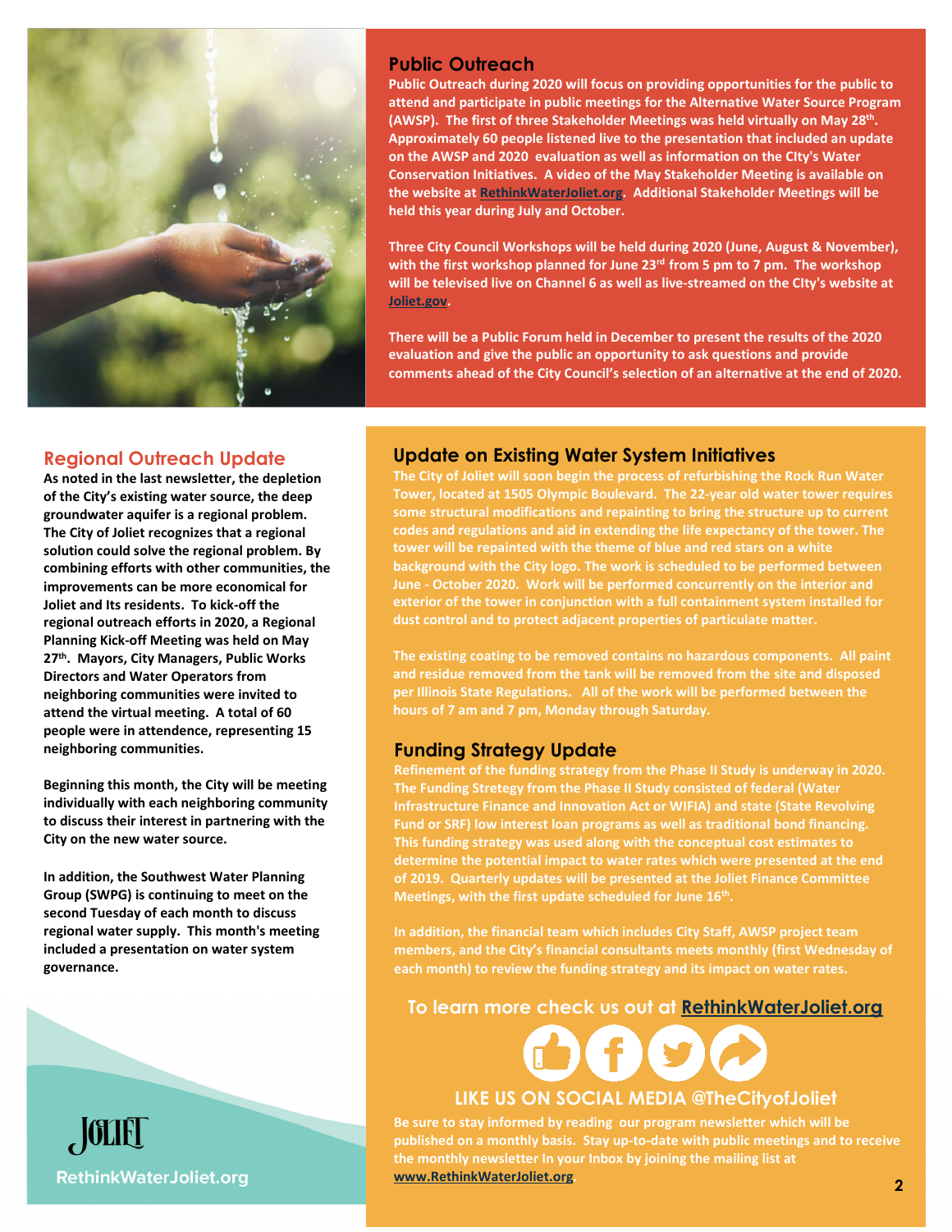## Public Outreach

**Public Outreach during 2020 will focus on providing opportunities for the public to attend and participate in public meetings for the Alternative Water Source Program (AWSP). The first of three Stakeholder Meetings was held virtually on May 28th. Approximately 60 people listened live to the presentation that included an update on the AWSP and 2020 evaluation as well as information on the CIty's Water Conservation Initiatives. A video of the May Stakeholder Meeting is available on the website at RethinkWaterJoliet.org. Additional Stakeholder Meetings will be held this year during July and October.**

**Three City Council Workshops will be held during 2020 (June, August & November), with the first workshop planned for June 23rd from 5 pm to 7 pm. The workshop will be televised live on Channel 6 as well as live-streamed on the CIty's website at Joliet.gov.**

**There will be a Public Forum held in December to present the results of the 2020 evaluation and give the public an opportunity to ask questions and provide comments ahead of the City Council's selection of an alternative at the end of 2020.**

## Regional Outreach Update

**As noted in the last newsletter, the depletion of the City's existing water source, the deep groundwater aquifer is a regional problem. The City of Joliet recognizes that a regional solution could solve the regional problem. By combining efforts with other communities, the improvements can be more economical for Joliet and Its residents. To kick-off the regional outreach efforts in 2020, a Regional Planning Kick-off Meeting was held on May 27th. Mayors, City Managers, Public Works Directors and Water Operators from neighboring communities were invited to attend the virtual meeting. A total of 60 people were in attendence, representing 15 neighboring communities.**

**Beginning this month, the City will be meeting individually with each neighboring community to discuss their interest in partnering with the City on the new water source.**

**In addition, the Southwest Water Planning Group (SWPG) is continuing to meet on the second Tuesday of each month to discuss regional water supply. This month's meeting included a presentation on water system governance.**

Joliet

RethinkWaterJoliet.org

## Update on Existing Water System Initiatives

**The City of Joliet will soon begin the process of refurbishing the Rock Run Water Tower, located at 1505 Olympic Boulevard. The 22-year old water tower requires some structural modifications and repainting to bring the structure up to current codes and regulations and aid in extending the life expectancy of the tower. The tower will be repainted with the theme of blue and red stars on a white background with the City logo. The work is scheduled to be performed between June - October 2020. Work will be performed concurrently on the interior and exterior of the tower in conjunction with a full containment system installed for dust control and to protect adjacent properties of particulate matter.**

**The existing coating to be removed contains no hazardous components. All paint and residue removed from the tank will be removed from the site and disposed per Illinois State Regulations. All of the work will be performed between the hours of 7 am and 7 pm, Monday through Saturday.**

## Funding Strategy Update

**Refinement of the funding strategy from the Phase II Study is underway in 2020. The Funding Stretegy from the Phase II Study consisted of federal (Water Infrastructure Finance and Innovation Act or WIFIA) and state (State Revolving Fund or SRF) low interest loan programs as well as traditional bond financing. This funding strategy was used along with the conceptual cost estimates to determine the potential impact to water rates which were presented at the end of 2019. Quarterly updates will be presented at the Joliet Finance Committee Meetings, with the first update scheduled for June 16th.**

**In addition, the financial team which includes City Staff, AWSP project team members, and the City's financial consultants meets monthly (first Wednesday of each month) to review the funding strategy and its impact on water rates.**

**To learn more check us out at RethinkWaterJoliet.org**

**LIKE US ON SOCIAL MEDIA @TheCityofJoliet**

**Be sure to stay informed by reading our program newsletter which will be published on a monthly basis. Stay up-to-date with public meetings and to receive the monthly newsletter In your Inbox by joining the mailing list at www.RethinkWaterJoliet.org.**